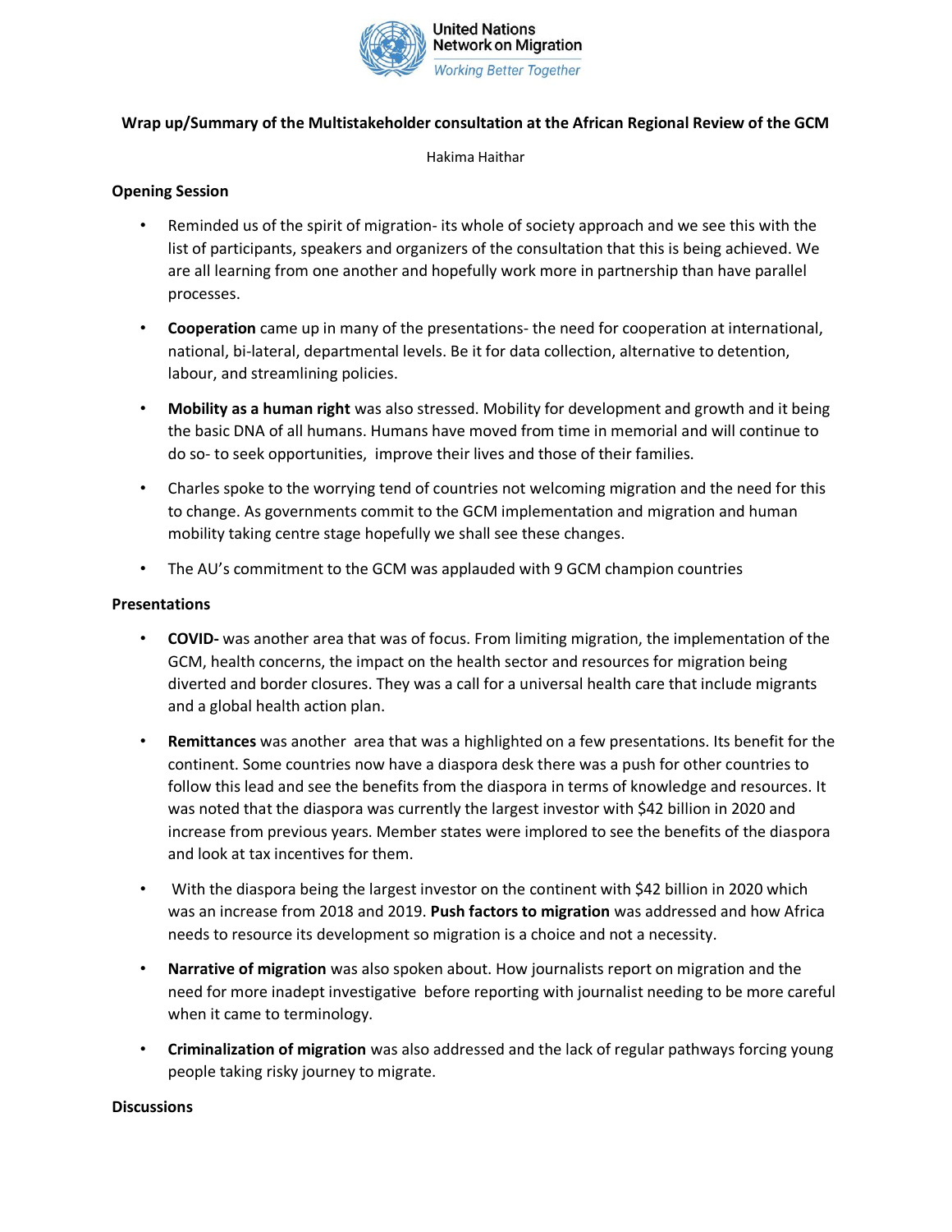**Wrap up/Summary of the Multistakeholder consultation at the African Regional Review of the GCM**

Hakima Haithar

**Opening Session**

- Reminded us of the spirit of migration- its whole of society approach and we see this with the list of participants, speakers and organizers of the consultation that this is being achieved. We are all learning from one another and hopefully work more in partnership than have parallel processes.
- **Cooperation** came up in many of the presentations- the need for cooperation at international, national, bi-lateral, departmental levels. Be it for data collection, alternative to detention, labour, and streamlining policies.
- **Mobility as a human right** was also stressed. Mobility for development and growth and it being the basic DNA of all humans. Humans have moved from time in memorial and will continue to do so- to seek opportunities, improve their lives and those of their families.
- Charles spoke to the worrying tend of countries not welcoming migration and the need for this to change. As governments commit to the GCM implementation and migration and human mobility taking centre stage hopefully we shall see these changes.
- The AU's commitment to the GCM was applauded with 9 GCM champion countries

**Presentations**

- **COVID-** was another area that was of focus. From limiting migration, the implementation of the GCM, health concerns, the impact on the health sector and resources for migration being diverted and border closures. They was a call for a universal health care that include migrants and a global health action plan.
- **Remittances** was another area that was a highlighted on a few presentations. Its benefit for the continent. Some countries now have a diaspora desk there was a push for other countries to follow this lead and see the benefits from the diaspora in terms of knowledge and resources. It was noted that the diaspora was currently the largest investor with $42 billion in 2020 and increase from previous years. Member states were implored to see the benefits of the diaspora and look at tax incentives for them.
- With the diaspora being the largest investor on the continent with $42 billion in 2020 which was an increase from 2018 and 2019. **Push factors to migration** was addressed and how Africa needs to resource its development so migration is a choice and not a necessity.
- **Narrative of migration** was also spoken about. How journalists report on migration and the need for more inadept investigative before reporting with journalist needing to be more careful when it came to terminology.
- **Criminalization of migration** was also addressed and the lack of regular pathways forcing young people taking risky journey to migrate.

**Discussions**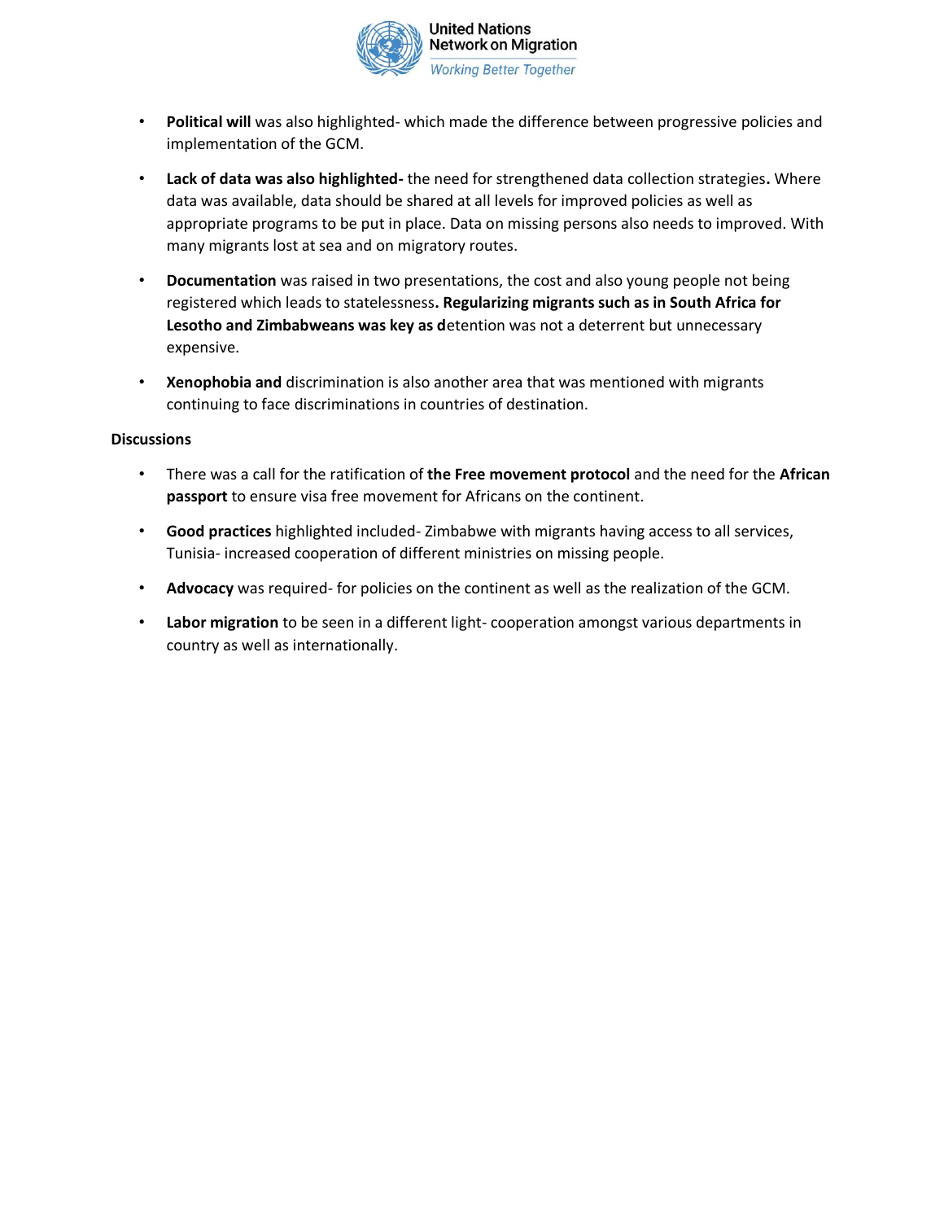- **Political will** was also highlighted- which made the difference between progressive policies and implementation of the GCM.

- **Lack of data was also highlighted-** the need for strengthened data collection strategies**.** Where data was available, data should be shared at all levels for improved policies as well as appropriate programs to be put in place. Data on missing persons also needs to improved. With many migrants lost at sea and on migratory routes.

- **Documentation** was raised in two presentations, the cost and also young people not being registered which leads to statelessness**. Regularizing migrants such as in South Africa for Lesotho and Zimbabweans was key as d**etention was not a deterrent but unnecessary expensive.

- **Xenophobia and** discrimination is also another area that was mentioned with migrants continuing to face discriminations in countries of destination.

**Discussions**

- There was a call for the ratification of **the Free movement protocol** and the need for the **African passport** to ensure visa free movement for Africans on the continent.

- **Good practices** highlighted included- Zimbabwe with migrants having access to all services, Tunisia- increased cooperation of different ministries on missing people.

- **Advocacy** was required- for policies on the continent as well as the realization of the GCM.

- **Labor migration** to be seen in a different light- cooperation amongst various departments in country as well as internationally.